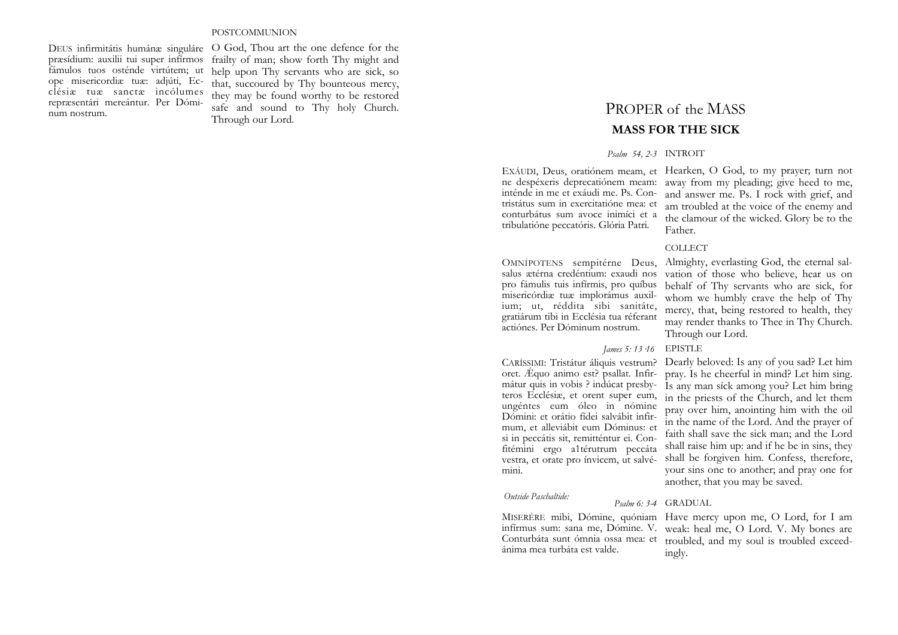POSTCOMMUNION

DEUS infirmitátis humánæ singuláre præsídium: auxílii tui super infírmos fámulos tuos osténde virtútem; ut ope misericórdiæ tuæ: adjúti, Ecclésiæ tuæ sanctæ incólumes repræsentári mereántur. Per Dóminum nostrum.

O God, Thou art the one defence for the frailty of man; show forth Thy might and help upon Thy servants who are sick, so that, succoured by Thy bounteous mercy, they may be found worthy to be restored safe and sound to Thy holy Church. Through our Lord.

# PROPER of the MASS

## MASS FOR THE SICK

*Psalm 54, 2-3* INTROIT

EXÁUDI, Deus, oratiónem meam, et ne despéxeris deprecatiónem meam: inténde in me et exáudi me. Ps. Contristátus sum in exercitatióne mea: et conturbátus sum avoce inimíci et a tribulatióne peccatóris. Glória Patri.

Hearken, O God, to my prayer; turn not away from my pleading; give heed to me, and answer me. Ps. I rock with grief, and am troubled at the voice of the enemy and the clamour of the wicked. Glory be to the Father.

COLLECT

OMNÍPOTENS sempitérne Deus, salus ætérna credéntium: exaudi nos pro fámulis tuis infírmis, pro quíbus misericórdiæ tuæ implorámus auxilium; ut, réddita sibi sanitáte, gratiárum tibi in Ecclésia tua réferant actiónes. Per Dóminum nostrum.

Almighty, everlasting God, the eternal salvation of those who believe, hear us on behalf of Thy servants who are sick, for whom we humbly crave the help of Thy mercy, that, being restored to health, they may render thanks to Thee in Thy Church. Through our Lord.

*James 5: 13-16* EPISTLE

CARÍSSIMI: Tristátur áliquis vestrum? oret. Æquo animo est? psallat. Infirmátur quis in vobis ? indúcat presbyteros Ecclésiæ, et orent super eum, ungéntes eum óleo in nómine Dómini: et orátio fídei salvábit infirmum, et alleviábit eum Dóminus: et si in peccátis sit, remitténtur ei. Confitémini ergo a1térutrum peccáta vestra, et orate pro ínvicem, ut salvémini.

Dearly beloved: Is any of you sad? Let him pray. Is he cheerful in mind? Let him sing. Is any man sick among you? Let him bring in the priests of the Church, and let them pray over him, anointing him with the oil in the name of the Lord. And the prayer of faith shall save the sick man; and the Lord shall raise him up: and if he be in sins, they shall be forgiven him. Confess, therefore, your sins one to another; and pray one for another, that you may be saved.

*Outside Paschaltide:*

*Psalm 6: 3-4* GRADUAL

MISERÉRE mihi, Dómine, quóniam infírmus sum: sana me, Dómine. V. Conturbáta sunt ómnia ossa mea: et ánima mea turbáta est valde.

Have mercy upon me, O Lord, for I am weak: heal me, O Lord. V. My bones are troubled, and my soul is troubled exceedingly.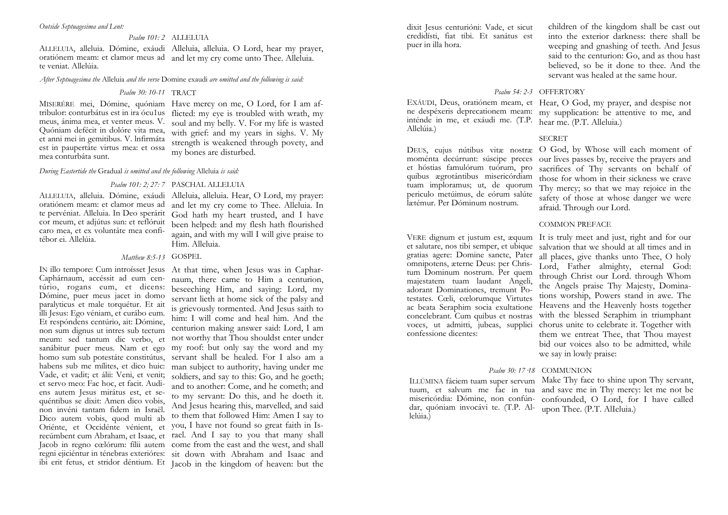*Outside Septuagesima and Lent:*

*Psalm 101: 2* ALLELUIA

ALLELUIA, alleluia. Dómine, exáudi oratiónem meam: et clamor meus ad te veniat. Allelúia.

Alleluia, alleluia. O Lord, hear my prayer, and let my cry come unto Thee. Alleluia.

*After Septuagesima the* Alleluia *and the verse* Domine exaudi *are omitted and the following is said:*

*Psalm 30: 10-11* TRACT

MISERÉRE mei, Dómine, quóniam tribulor: conturbátus est in ira ócu1us meus, ánima mea, et venter meus. V. Quóniam defécit in dolóre vita mea, et anni mei in gemitibus. V. lnfirmáta est in paupertáte virtus mea: et ossa mea conturbáta sunt.

Have mercy on me, O Lord, for I am afflicted: my eye is troubled with wrath, my soul and my belly. V. For my life is wasted with grief: and my years in sighs. V. My strength is weakened through povety, and my bones are disturbed.

*During Eastertide the* Gradual *is omitted and the following* Alleluia *is said:*

*Psalm 101: 2; 27: 7* PASCHAL ALLELUIA

ALLELUIA, alleluia. Dómine, exáudi oratiónem meam: et clamor meus ad te pervéniat. Alleluia. In Deo sperárit cor meum, et adjútus sun: et reflóruit caro mea, et ex voluntáte mea confitébor ei. Allelúia.

Alleluia, alleluia. Hear, O Lord, my prayer: and let my cry come to Thee. Alleluia. In God hath my heart trusted, and I have been helped: and my flesh hath flourished again, and with my will I will give praise to Him. Alleluia.

*Matthew 8:5-13* GOSPEL

IN illo tempore: Cum introísset Jesus Caphárnaum, accéssit ad eum centúrio, rogans eum, et dicens: Dómine, puer meus jacet in domo paralyticus et male torquétur. Et ait illi Jesus: Ego véniam, et curábo eum. Et respóndens centúrio, ait: Dómine, non sum dignus ut intres sub tectum meum: sed tantum dic verbo, et sanábitur puer meus. Nam et ego homo sum sub potestáte constitútus, habens sub me mílites, et dico huic: Vade, et vadit; et álii: Veni, et venit; et servo meo: Fac hoc, et facit. Audiens autem Jesus mirátus est, et sequéntibus se dixit: Amen dico vobis, non invéni tantam fidem in Israël. Dico autem vobis, quod multi ab Oriénte, et Occidénte vénient, et recúmbent cum Abraham, et Isaac, et Jacob in regno cælórum: fílii autem regni ejiciéntur in ténebras exterióres: ibi erit fetus, et stridor déntium. Et dixit Jesus centurióni: Vade, et sicut credidísti, fiat tibi. Et sanátus est puer in illa hora.

At that time, when Jesus was in Capharnaum, there came to Him a centurion, beseeching Him, and saying: Lord, my servant lieth at home sick of the palsy and is grievously tormented. And Jesus saith to him: I will come and heal him. And the centurion making answer said: Lord, I am not worthy that Thou shouldst enter under my roof: but only say the word and my servant shall be healed. For I also am a man subject to authority, having under me soldiers, and say to this: Go, and he goeth; and to another: Come, and he cometh; and to my servant: Do this, and he doeth it. And Jesus hearing this, marvelled, and said to them that followed Him: Amen I say to you, I have not found so great faith in Israel. And I say to you that many shall come from the east and the west, and shall sit down with Abraham and Isaac and Jacob in the kingdom of heaven: but the children of the kingdom shall be cast out into the exterior darkness: there shall be weeping and gnashing of teeth. And Jesus said to the centurion: Go, and as thou hast believed, so be it done to thee. And the servant was healed at the same hour.

*Psalm 54: 2-3* OFFERTORY

EXÁUDI, Deus, oratiónem meam, et ne despéxeris deprecatiónem meam: inténde in me, et exáudi me. (T.P. Allelúia.)

Hear, O God, my prayer, and despise not my supplication: be attentive to me, and hear me. (P.T. Alleluia.)

SECRET

DEUS, cujus nútibus vitæ nostræ moménta decúrrunt: súscipe preces et hóstias famulórum tuórum, pro quibus ægrotántibus misericórdiam tuam implorámus; ut, de quorum periculo metúimus, de eórum salúte lætémur. Per Dóminum nostrum.

O God, by Whose will each moment of our lives passes by, receive the prayers and sacrifices of Thy servants on behalf of those for whom in their sickness we crave Thy mercy; so that we may rejoice in the safety of those at whose danger we were afraid. Through our Lord.

COMMON PREFACE

VERE dignum et justum est, æquum et salutare, nos tibi semper, et ubique gratias agere: Domine sancte, Pater omnipotens, æterne Deus: per Christum Dominum nostrum. Per quem majestatem tuam laudant Angeli, adorant Dominationes, tremunt Potestates. Cœli, cœlorumque Virtutes ac beata Seraphim socia exultatione concelebrant. Cum quibus et nostras voces, ut admitti, jubeas, supplici confessione dicentes:

It is truly meet and just, right and for our salvation that we should at all times and in all places, give thanks unto Thee, O holy Lord, Father almighty, eternal God: through Christ our Lord. through Whom the Angels praise Thy Majesty, Dominations worship, Powers stand in awe. The Heavens and the Heavenly hosts together with the blessed Seraphim in triumphant chorus unite to celebrate it. Together with them we entreat Thee, that Thou mayest bid our voices also to be admitted, while we say in lowly praise:

*Psalm 30: 17-18* COMMUNION

ILLÚMINA fáciem tuam super servum tuum, et salvum me fac in tua misericórdia: Dómine, non confúndar, quóniam invocávi te. (T.P. Allelúia.)

Make Thy face to shine upon Thy servant, and save me in Thy mercy: let me not be confounded, O Lord, for I have called upon Thee. (P.T. AIleluia.)